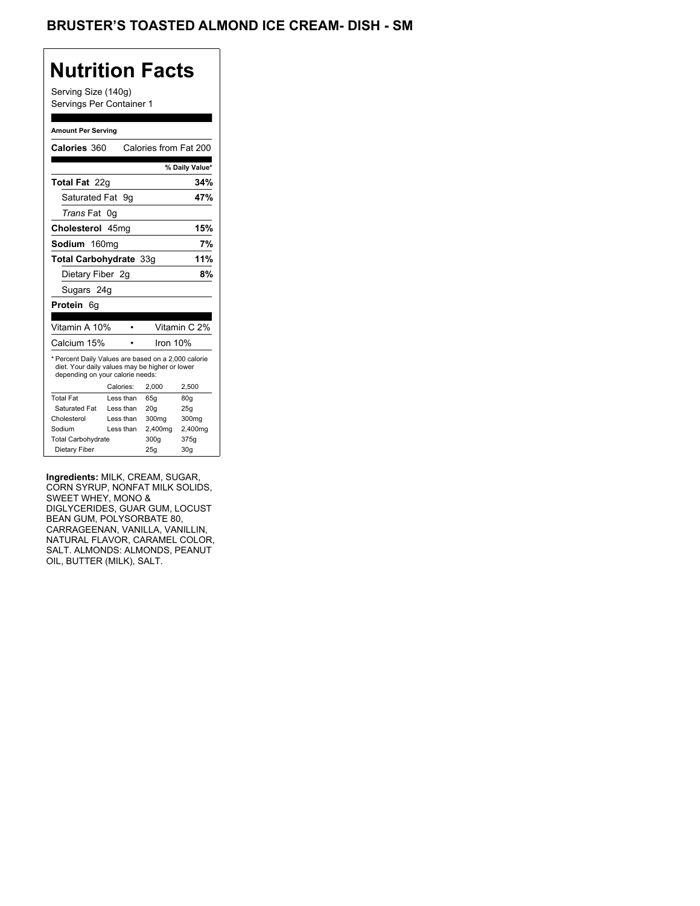# BRUSTER'S TOASTED ALMOND ICE CREAM- DISH - SM

## Nutrition Facts

Serving Size (140g)
Servings Per Container 1

**Amount Per Serving**

**Calories** 360 Calories from Fat 200

| | % Daily Value* |
|---|---|
| **Total Fat** 22g | **34%** |
| Saturated Fat 9g | **47%** |
| *Trans* Fat 0g | |
| **Cholesterol** 45mg | **15%** |
| **Sodium** 160mg | **7%** |
| **Total Carbohydrate** 33g | **11%** |
| Dietary Fiber 2g | **8%** |
| Sugars 24g | |
| **Protein** 6g | |

| | |
|---|---|
| Vitamin A 10% | Vitamin C 2% |
| Calcium 15% | Iron 10% |

* Percent Daily Values are based on a 2,000 calorie diet. Your daily values may be higher or lower depending on your calorie needs:

| | Calories: | 2,000 | 2,500 |
|---|---|---|---|
| Total Fat | Less than | 65g | 80g |
| Saturated Fat | Less than | 20g | 25g |
| Cholesterol | Less than | 300mg | 300mg |
| Sodium | Less than | 2,400mg | 2,400mg |
| Total Carbohydrate | | 300g | 375g |
| Dietary Fiber | | 25g | 30g |

**Ingredients:** MILK, CREAM, SUGAR, CORN SYRUP, NONFAT MILK SOLIDS, SWEET WHEY, MONO & DIGLYCERIDES, GUAR GUM, LOCUST BEAN GUM, POLYSORBATE 80, CARRAGEENAN, VANILLA, VANILLIN, NATURAL FLAVOR, CARAMEL COLOR, SALT. ALMONDS: ALMONDS, PEANUT OIL, BUTTER (MILK), SALT.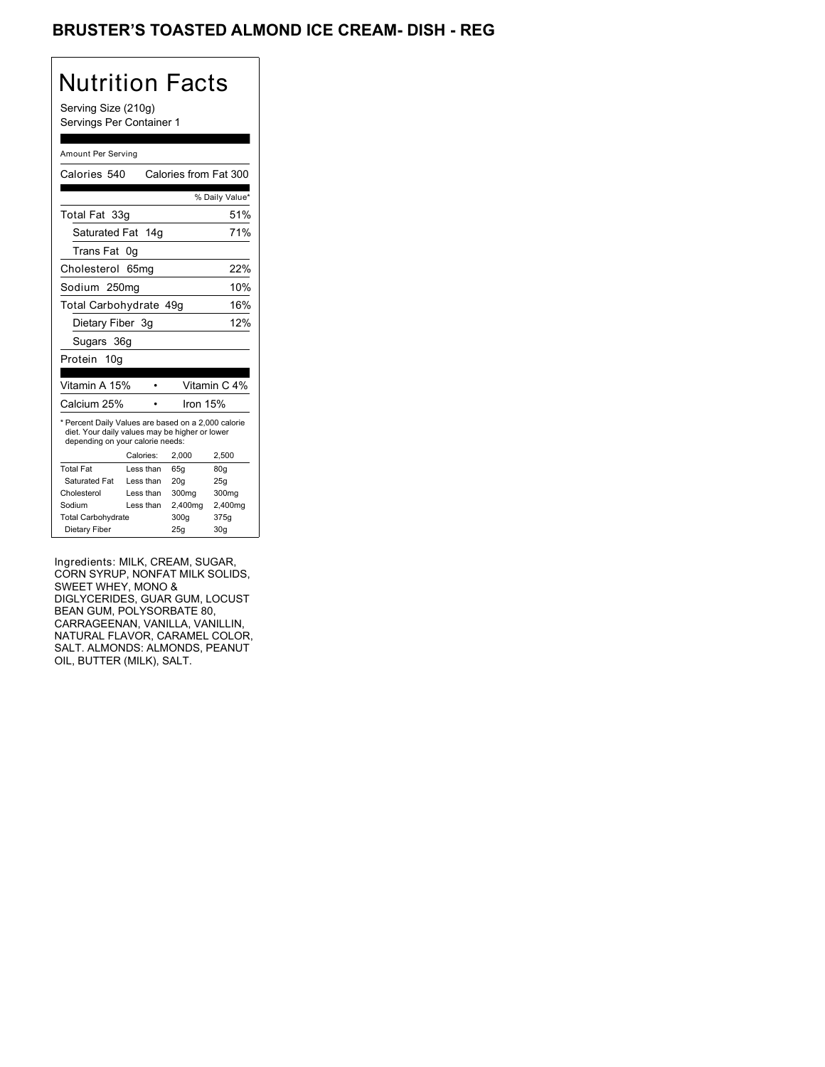# BRUSTER'S TOASTED ALMOND ICE CREAM- DISH - REG

## Nutrition Facts

Serving Size (210g)
Servings Per Container 1

Amount Per Serving

| Calories 540 | Calories from Fat 300 |
|---|---|
| | % Daily Value* |
| Total Fat 33g | 51% |
| Saturated Fat 14g | 71% |
| Trans Fat 0g | |
| Cholesterol 65mg | 22% |
| Sodium 250mg | 10% |
| Total Carbohydrate 49g | 16% |
| Dietary Fiber 3g | 12% |
| Sugars 36g | |
| Protein 10g | |

| Vitamin A 15% | • | Vitamin C 4% |
|---|---|---|
| Calcium 25% | • | Iron 15% |

* Percent Daily Values are based on a 2,000 calorie diet. Your daily values may be higher or lower depending on your calorie needs:

| | Calories: | 2,000 | 2,500 |
|---|---|---|---|
| Total Fat | Less than | 65g | 80g |
| Saturated Fat | Less than | 20g | 25g |
| Cholesterol | Less than | 300mg | 300mg |
| Sodium | Less than | 2,400mg | 2,400mg |
| Total Carbohydrate | | 300g | 375g |
| Dietary Fiber | | 25g | 30g |

Ingredients: MILK, CREAM, SUGAR, CORN SYRUP, NONFAT MILK SOLIDS, SWEET WHEY, MONO & DIGLYCERIDES, GUAR GUM, LOCUST BEAN GUM, POLYSORBATE 80, CARRAGEENAN, VANILLA, VANILLIN, NATURAL FLAVOR, CARAMEL COLOR, SALT. ALMONDS: ALMONDS, PEANUT OIL, BUTTER (MILK), SALT.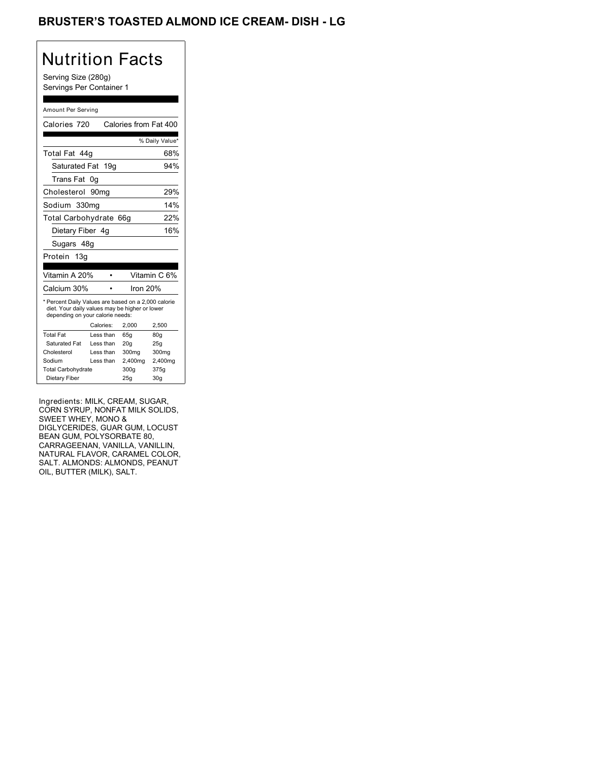# BRUSTER'S TOASTED ALMOND ICE CREAM- DISH - LG

## Nutrition Facts

Serving Size (280g)
Servings Per Container 1

Amount Per Serving

| | |
|---|---|
| Calories 720 | Calories from Fat 400 |
| | % Daily Value* |
| Total Fat 44g | 68% |
| Saturated Fat 19g | 94% |
| Trans Fat 0g | |
| Cholesterol 90mg | 29% |
| Sodium 330mg | 14% |
| Total Carbohydrate 66g | 22% |
| Dietary Fiber 4g | 16% |
| Sugars 48g | |
| Protein 13g | |
| Vitamin A 20% • | Vitamin C 6% |
| Calcium 30% • | Iron 20% |

* Percent Daily Values are based on a 2,000 calorie diet. Your daily values may be higher or lower depending on your calorie needs:

| | Calories: | 2,000 | 2,500 |
|---|---|---|---|
| Total Fat | Less than | 65g | 80g |
| Saturated Fat | Less than | 20g | 25g |
| Cholesterol | Less than | 300mg | 300mg |
| Sodium | Less than | 2,400mg | 2,400mg |
| Total Carbohydrate | | 300g | 375g |
| Dietary Fiber | | 25g | 30g |

Ingredients: MILK, CREAM, SUGAR, CORN SYRUP, NONFAT MILK SOLIDS, SWEET WHEY, MONO & DIGLYCERIDES, GUAR GUM, LOCUST BEAN GUM, POLYSORBATE 80, CARRAGEENAN, VANILLA, VANILLIN, NATURAL FLAVOR, CARAMEL COLOR, SALT. ALMONDS: ALMONDS, PEANUT OIL, BUTTER (MILK), SALT.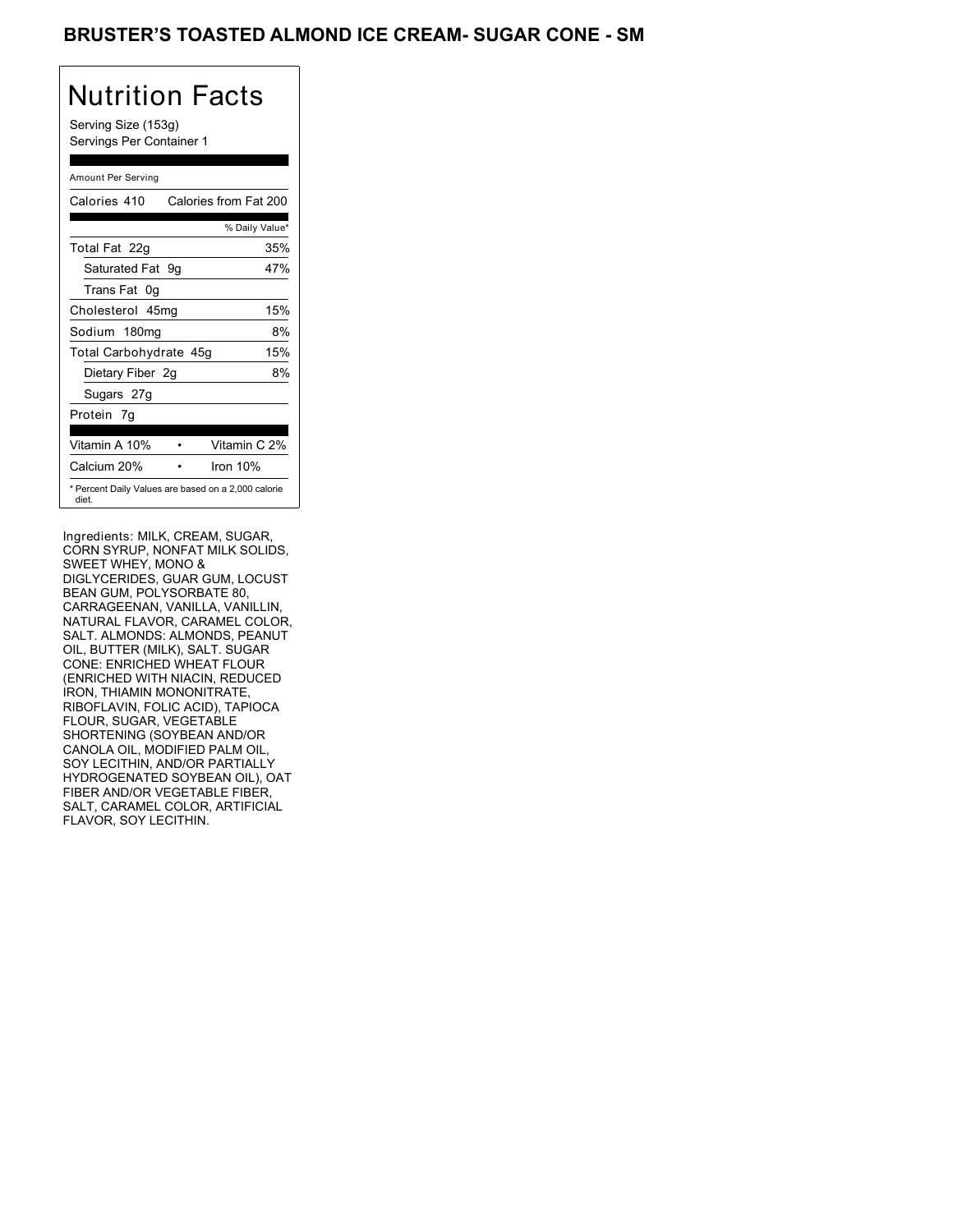# BRUSTER'S TOASTED ALMOND ICE CREAM- SUGAR CONE - SM

## Nutrition Facts

Serving Size (153g)
Servings Per Container 1

| Amount Per Serving | |
|---|---|
| Calories 410 | Calories from Fat 200 |
| | % Daily Value* |
| Total Fat 22g | 35% |
| Saturated Fat 9g | 47% |
| Trans Fat 0g | |
| Cholesterol 45mg | 15% |
| Sodium 180mg | 8% |
| Total Carbohydrate 45g | 15% |
| Dietary Fiber 2g | 8% |
| Sugars 27g | |
| Protein 7g | |

| | |
|---|---|
| Vitamin A 10% | Vitamin C 2% |
| Calcium 20% | Iron 10% |

* Percent Daily Values are based on a 2,000 calorie diet.

Ingredients: MILK, CREAM, SUGAR, CORN SYRUP, NONFAT MILK SOLIDS, SWEET WHEY, MONO & DIGLYCERIDES, GUAR GUM, LOCUST BEAN GUM, POLYSORBATE 80, CARRAGEENAN, VANILLA, VANILLIN, NATURAL FLAVOR, CARAMEL COLOR, SALT. ALMONDS: ALMONDS, PEANUT OIL, BUTTER (MILK), SALT. SUGAR CONE: ENRICHED WHEAT FLOUR (ENRICHED WITH NIACIN, REDUCED IRON, THIAMIN MONONITRATE, RIBOFLAVIN, FOLIC ACID), TAPIOCA FLOUR, SUGAR, VEGETABLE SHORTENING (SOYBEAN AND/OR CANOLA OIL, MODIFIED PALM OIL, SOY LECITHIN, AND/OR PARTIALLY HYDROGENATED SOYBEAN OIL), OAT FIBER AND/OR VEGETABLE FIBER, SALT, CARAMEL COLOR, ARTIFICIAL FLAVOR, SOY LECITHIN.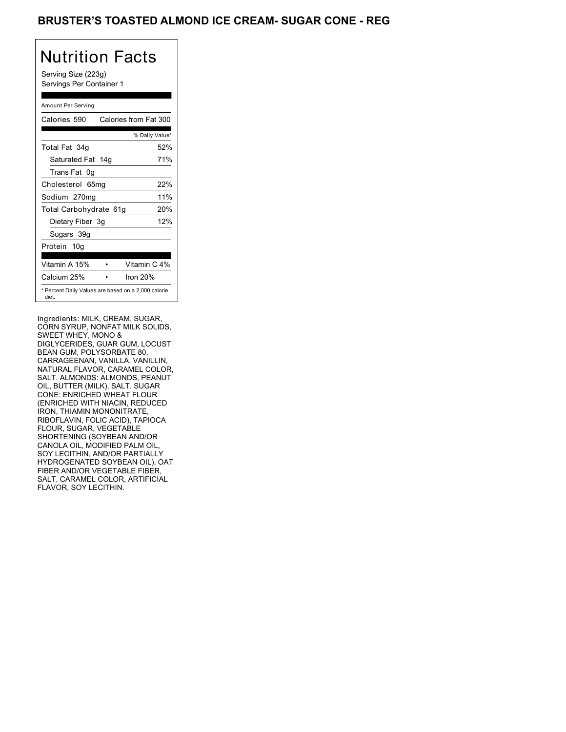# BRUSTER'S TOASTED ALMOND ICE CREAM- SUGAR CONE - REG

## Nutrition Facts

Serving Size (223g)
Servings Per Container 1

Amount Per Serving

| Calories 590 | Calories from Fat 300 |
|---|---|
| | % Daily Value* |
| Total Fat 34g | 52% |
| Saturated Fat 14g | 71% |
| Trans Fat 0g | |
| Cholesterol 65mg | 22% |
| Sodium 270mg | 11% |
| Total Carbohydrate 61g | 20% |
| Dietary Fiber 3g | 12% |
| Sugars 39g | |
| Protein 10g | |
| Vitamin A 15% • | Vitamin C 4% |
| Calcium 25% • | Iron 20% |

* Percent Daily Values are based on a 2,000 calorie diet.

Ingredients: MILK, CREAM, SUGAR, CORN SYRUP, NONFAT MILK SOLIDS, SWEET WHEY, MONO & DIGLYCERIDES, GUAR GUM, LOCUST BEAN GUM, POLYSORBATE 80, CARRAGEENAN, VANILLA, VANILLIN, NATURAL FLAVOR, CARAMEL COLOR, SALT. ALMONDS: ALMONDS, PEANUT OIL, BUTTER (MILK), SALT. SUGAR CONE: ENRICHED WHEAT FLOUR (ENRICHED WITH NIACIN, REDUCED IRON, THIAMIN MONONITRATE, RIBOFLAVIN, FOLIC ACID), TAPIOCA FLOUR, SUGAR, VEGETABLE SHORTENING (SOYBEAN AND/OR CANOLA OIL, MODIFIED PALM OIL, SOY LECITHIN, AND/OR PARTIALLY HYDROGENATED SOYBEAN OIL), OAT FIBER AND/OR VEGETABLE FIBER, SALT, CARAMEL COLOR, ARTIFICIAL FLAVOR, SOY LECITHIN.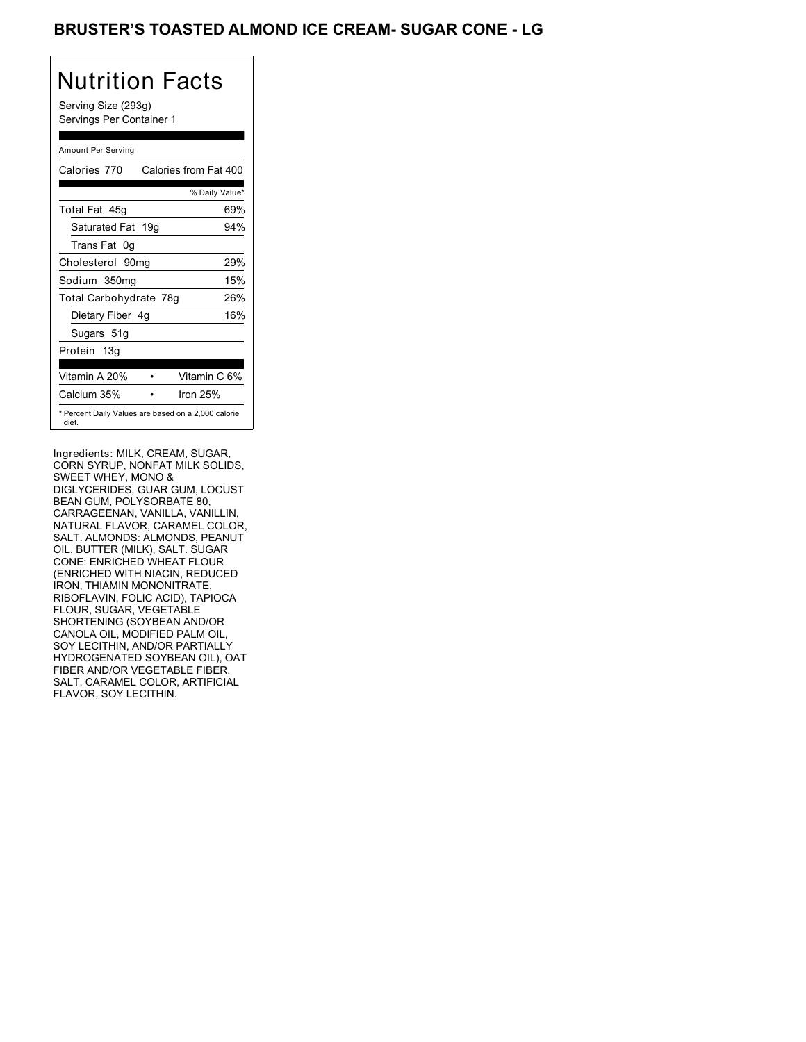# BRUSTER'S TOASTED ALMOND ICE CREAM- SUGAR CONE - LG

## Nutrition Facts

Serving Size (293g)
Servings Per Container 1

Amount Per Serving

| Calories 770 | Calories from Fat 400 |
|---|---|
| | % Daily Value* |
| Total Fat 45g | 69% |
| Saturated Fat 19g | 94% |
| Trans Fat 0g | |
| Cholesterol 90mg | 29% |
| Sodium 350mg | 15% |
| Total Carbohydrate 78g | 26% |
| Dietary Fiber 4g | 16% |
| Sugars 51g | |
| Protein 13g | |
| Vitamin A 20% • | Vitamin C 6% |
| Calcium 35% • | Iron 25% |

* Percent Daily Values are based on a 2,000 calorie diet.

Ingredients: MILK, CREAM, SUGAR, CORN SYRUP, NONFAT MILK SOLIDS, SWEET WHEY, MONO & DIGLYCERIDES, GUAR GUM, LOCUST BEAN GUM, POLYSORBATE 80, CARRAGEENAN, VANILLA, VANILLIN, NATURAL FLAVOR, CARAMEL COLOR, SALT. ALMONDS: ALMONDS, PEANUT OIL, BUTTER (MILK), SALT. SUGAR CONE: ENRICHED WHEAT FLOUR (ENRICHED WITH NIACIN, REDUCED IRON, THIAMIN MONONITRATE, RIBOFLAVIN, FOLIC ACID), TAPIOCA FLOUR, SUGAR, VEGETABLE SHORTENING (SOYBEAN AND/OR CANOLA OIL, MODIFIED PALM OIL, SOY LECITHIN, AND/OR PARTIALLY HYDROGENATED SOYBEAN OIL), OAT FIBER AND/OR VEGETABLE FIBER, SALT, CARAMEL COLOR, ARTIFICIAL FLAVOR, SOY LECITHIN.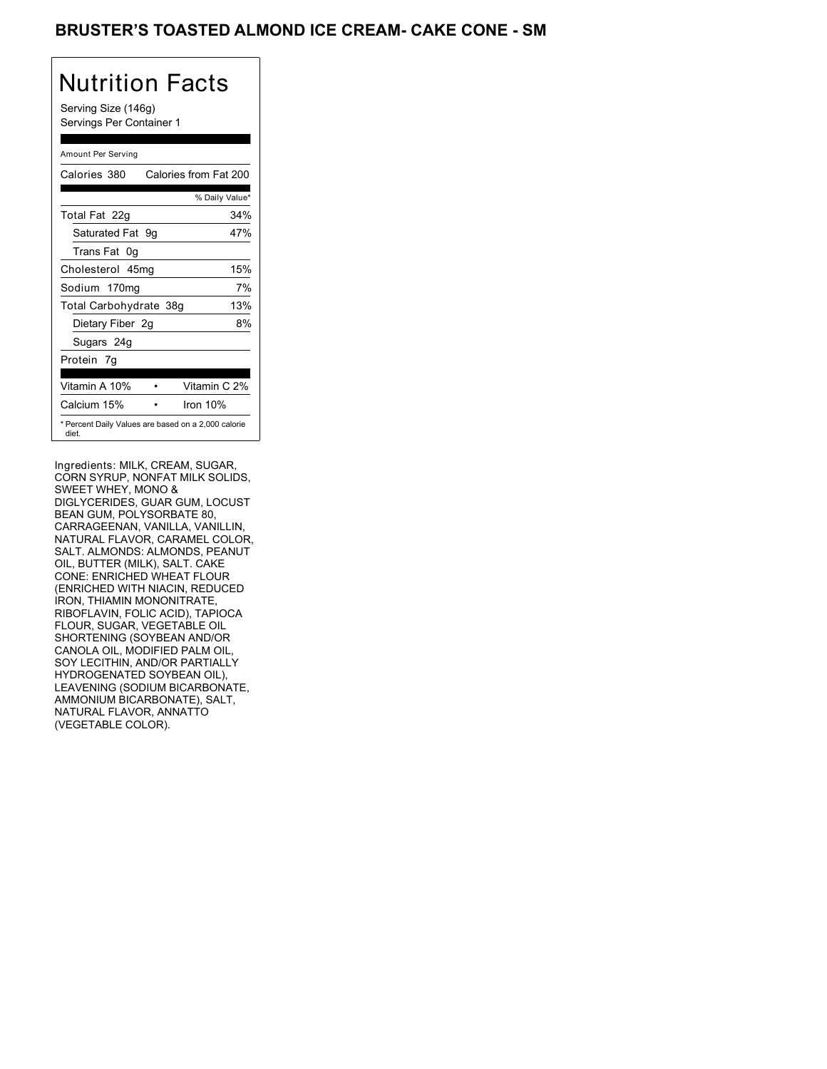## BRUSTER'S TOASTED ALMOND ICE CREAM- CAKE CONE - SM

# Nutrition Facts

Serving Size (146g)
Servings Per Container 1

Amount Per Serving

| Calories 380 | Calories from Fat 200 |
|---|---|
| | % Daily Value* |
| Total Fat 22g | 34% |
| Saturated Fat 9g | 47% |
| Trans Fat 0g | |
| Cholesterol 45mg | 15% |
| Sodium 170mg | 7% |
| Total Carbohydrate 38g | 13% |
| Dietary Fiber 2g | 8% |
| Sugars 24g | |
| Protein 7g | |

| | |
|---|---|
| Vitamin A 10% | Vitamin C 2% |
| Calcium 15% | Iron 10% |

* Percent Daily Values are based on a 2,000 calorie diet.

Ingredients: MILK, CREAM, SUGAR, CORN SYRUP, NONFAT MILK SOLIDS, SWEET WHEY, MONO & DIGLYCERIDES, GUAR GUM, LOCUST BEAN GUM, POLYSORBATE 80, CARRAGEENAN, VANILLA, VANILLIN, NATURAL FLAVOR, CARAMEL COLOR, SALT. ALMONDS: ALMONDS, PEANUT OIL, BUTTER (MILK), SALT. CAKE CONE: ENRICHED WHEAT FLOUR (ENRICHED WITH NIACIN, REDUCED IRON, THIAMIN MONONITRATE, RIBOFLAVIN, FOLIC ACID), TAPIOCA FLOUR, SUGAR, VEGETABLE OIL SHORTENING (SOYBEAN AND/OR CANOLA OIL, MODIFIED PALM OIL, SOY LECITHIN, AND/OR PARTIALLY HYDROGENATED SOYBEAN OIL), LEAVENING (SODIUM BICARBONATE, AMMONIUM BICARBONATE), SALT, NATURAL FLAVOR, ANNATTO (VEGETABLE COLOR).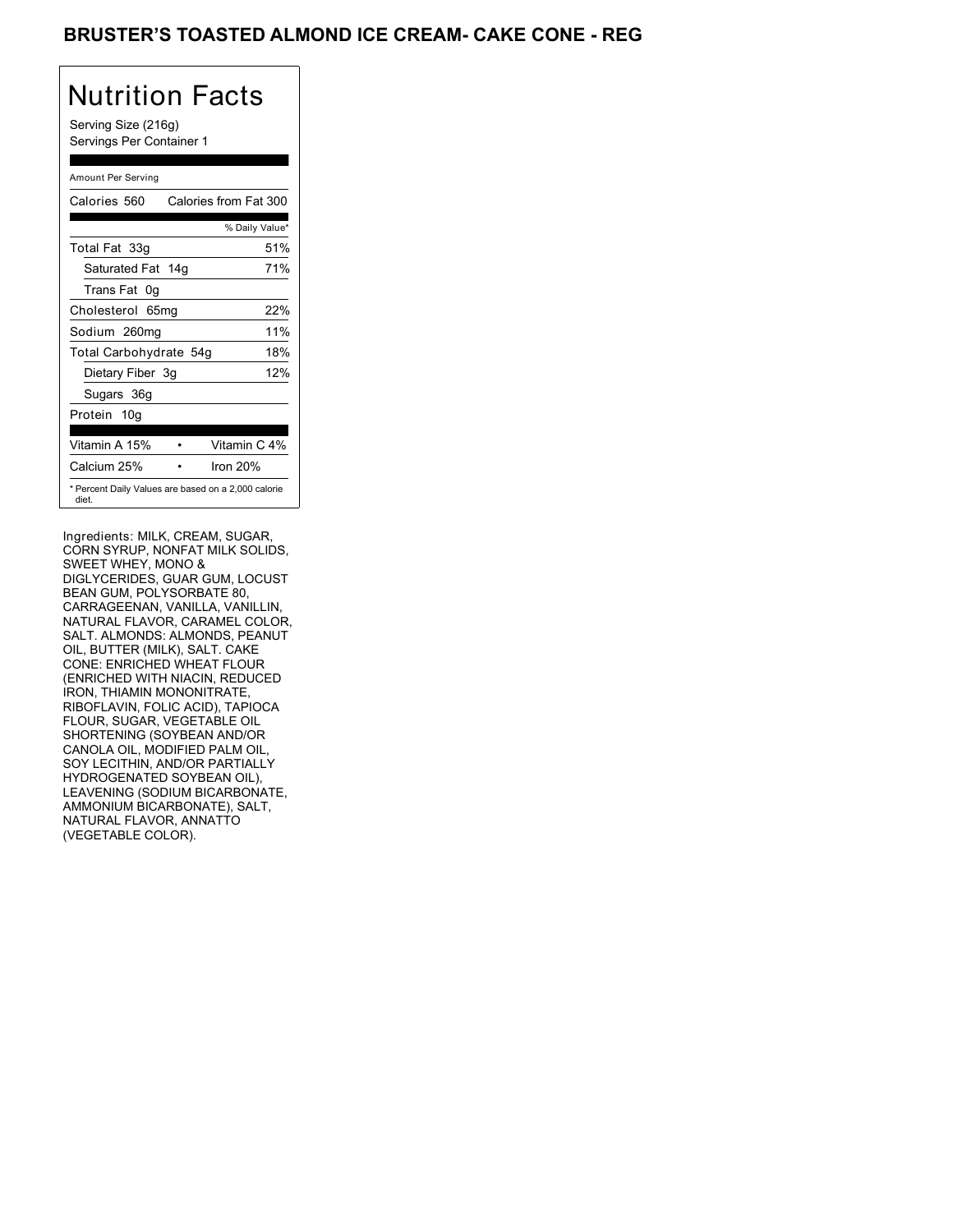# BRUSTER'S TOASTED ALMOND ICE CREAM- CAKE CONE - REG

## Nutrition Facts

Serving Size (216g)
Servings Per Container 1

Amount Per Serving

| Calories 560 | Calories from Fat 300 |
|---|---|
| | % Daily Value* |
| Total Fat 33g | 51% |
| Saturated Fat 14g | 71% |
| Trans Fat 0g | |
| Cholesterol 65mg | 22% |
| Sodium 260mg | 11% |
| Total Carbohydrate 54g | 18% |
| Dietary Fiber 3g | 12% |
| Sugars 36g | |
| Protein 10g | |

| Vitamin A 15% | Vitamin C 4% |
|---|---|
| Calcium 25% | Iron 20% |

* Percent Daily Values are based on a 2,000 calorie diet.

Ingredients: MILK, CREAM, SUGAR, CORN SYRUP, NONFAT MILK SOLIDS, SWEET WHEY, MONO & DIGLYCERIDES, GUAR GUM, LOCUST BEAN GUM, POLYSORBATE 80, CARRAGEENAN, VANILLA, VANILLIN, NATURAL FLAVOR, CARAMEL COLOR, SALT. ALMONDS: ALMONDS, PEANUT OIL, BUTTER (MILK), SALT. CAKE CONE: ENRICHED WHEAT FLOUR (ENRICHED WITH NIACIN, REDUCED IRON, THIAMIN MONONITRATE, RIBOFLAVIN, FOLIC ACID), TAPIOCA FLOUR, SUGAR, VEGETABLE OIL SHORTENING (SOYBEAN AND/OR CANOLA OIL, MODIFIED PALM OIL, SOY LECITHIN, AND/OR PARTIALLY HYDROGENATED SOYBEAN OIL), LEAVENING (SODIUM BICARBONATE, AMMONIUM BICARBONATE), SALT, NATURAL FLAVOR, ANNATTO (VEGETABLE COLOR).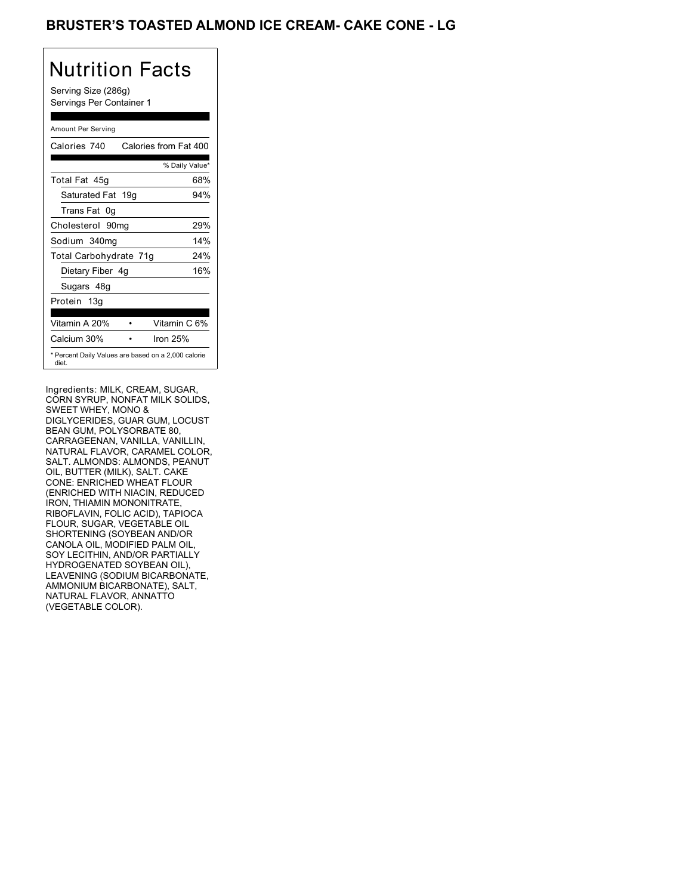# BRUSTER'S TOASTED ALMOND ICE CREAM- CAKE CONE - LG

## Nutrition Facts

Serving Size (286g)
Servings Per Container 1

Amount Per Serving

| | |
|---|---|
| Calories 740 | Calories from Fat 400 |
| | % Daily Value* |
| Total Fat 45g | 68% |
| Saturated Fat 19g | 94% |
| Trans Fat 0g | |
| Cholesterol 90mg | 29% |
| Sodium 340mg | 14% |
| Total Carbohydrate 71g | 24% |
| Dietary Fiber 4g | 16% |
| Sugars 48g | |
| Protein 13g | |
| Vitamin A 20% • | Vitamin C 6% |
| Calcium 30% • | Iron 25% |

* Percent Daily Values are based on a 2,000 calorie diet.

Ingredients: MILK, CREAM, SUGAR, CORN SYRUP, NONFAT MILK SOLIDS, SWEET WHEY, MONO & DIGLYCERIDES, GUAR GUM, LOCUST BEAN GUM, POLYSORBATE 80, CARRAGEENAN, VANILLA, VANILLIN, NATURAL FLAVOR, CARAMEL COLOR, SALT. ALMONDS: ALMONDS, PEANUT OIL, BUTTER (MILK), SALT. CAKE CONE: ENRICHED WHEAT FLOUR (ENRICHED WITH NIACIN, REDUCED IRON, THIAMIN MONONITRATE, RIBOFLAVIN, FOLIC ACID), TAPIOCA FLOUR, SUGAR, VEGETABLE OIL SHORTENING (SOYBEAN AND/OR CANOLA OIL, MODIFIED PALM OIL, SOY LECITHIN, AND/OR PARTIALLY HYDROGENATED SOYBEAN OIL), LEAVENING (SODIUM BICARBONATE, AMMONIUM BICARBONATE), SALT, NATURAL FLAVOR, ANNATTO (VEGETABLE COLOR).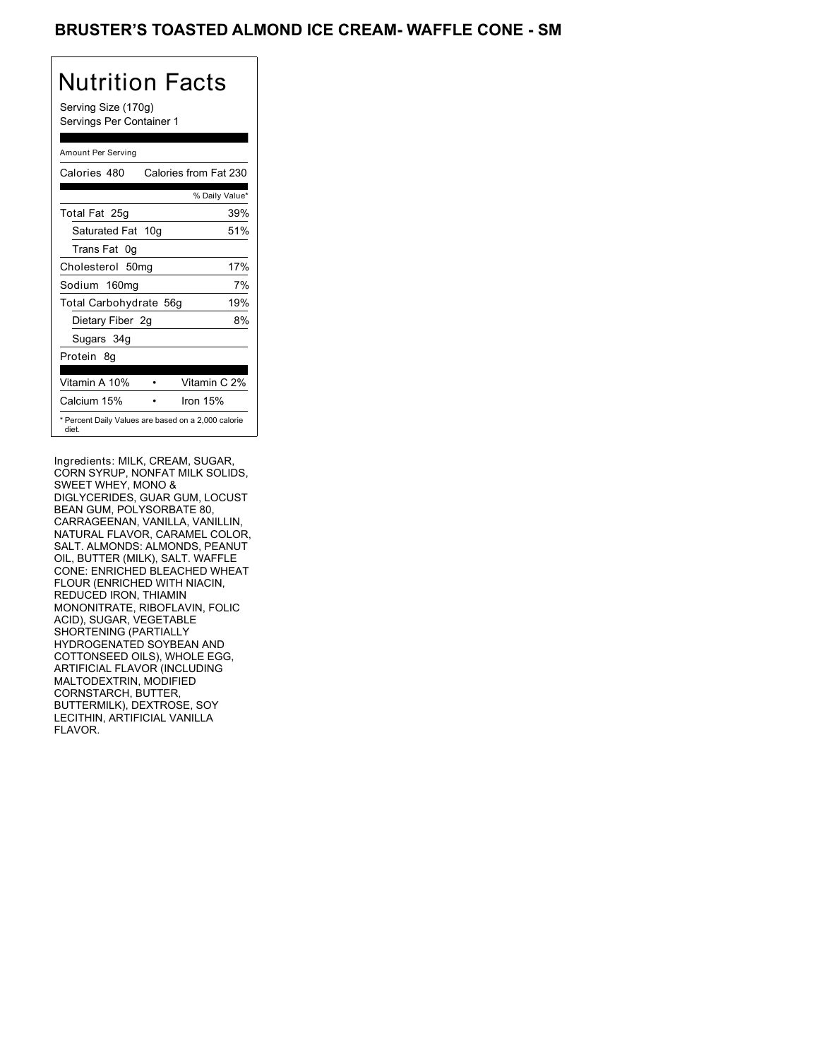# BRUSTER'S TOASTED ALMOND ICE CREAM- WAFFLE CONE - SM

## Nutrition Facts

Serving Size (170g)
Servings Per Container 1

| Amount Per Serving | |
|---|---|
| Calories 480 | Calories from Fat 230 |
| | % Daily Value* |
| Total Fat 25g | 39% |
| Saturated Fat 10g | 51% |
| Trans Fat 0g | |
| Cholesterol 50mg | 17% |
| Sodium 160mg | 7% |
| Total Carbohydrate 56g | 19% |
| Dietary Fiber 2g | 8% |
| Sugars 34g | |
| Protein 8g | |
| Vitamin A 10% | Vitamin C 2% |
| Calcium 15% | Iron 15% |

* Percent Daily Values are based on a 2,000 calorie diet.

Ingredients: MILK, CREAM, SUGAR, CORN SYRUP, NONFAT MILK SOLIDS, SWEET WHEY, MONO & DIGLYCERIDES, GUAR GUM, LOCUST BEAN GUM, POLYSORBATE 80, CARRAGEENAN, VANILLA, VANILLIN, NATURAL FLAVOR, CARAMEL COLOR, SALT. ALMONDS: ALMONDS, PEANUT OIL, BUTTER (MILK), SALT. WAFFLE CONE: ENRICHED BLEACHED WHEAT FLOUR (ENRICHED WITH NIACIN, REDUCED IRON, THIAMIN MONONITRATE, RIBOFLAVIN, FOLIC ACID), SUGAR, VEGETABLE SHORTENING (PARTIALLY HYDROGENATED SOYBEAN AND COTTONSEED OILS), WHOLE EGG, ARTIFICIAL FLAVOR (INCLUDING MALTODEXTRIN, MODIFIED CORNSTARCH, BUTTER, BUTTERMILK), DEXTROSE, SOY LECITHIN, ARTIFICIAL VANILLA FLAVOR.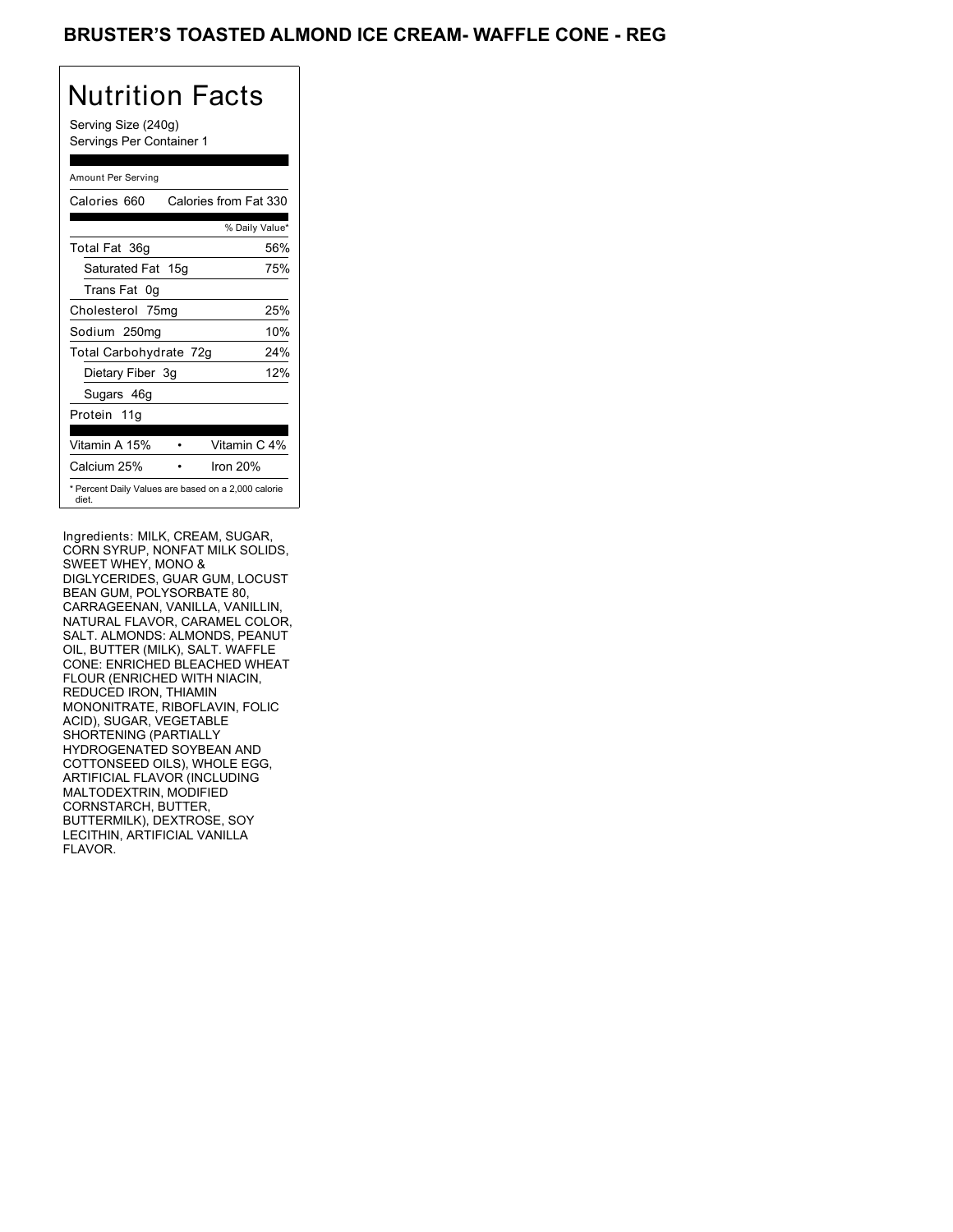# BRUSTER'S TOASTED ALMOND ICE CREAM- WAFFLE CONE - REG

## Nutrition Facts

Serving Size (240g)
Servings Per Container 1

| Amount Per Serving | |
|---|---|
| Calories 660 | Calories from Fat 330 |
| | % Daily Value* |
| Total Fat 36g | 56% |
| Saturated Fat 15g | 75% |
| Trans Fat 0g | |
| Cholesterol 75mg | 25% |
| Sodium 250mg | 10% |
| Total Carbohydrate 72g | 24% |
| Dietary Fiber 3g | 12% |
| Sugars 46g | |
| Protein 11g | |
| Vitamin A 15% | Vitamin C 4% |
| Calcium 25% | Iron 20% |

* Percent Daily Values are based on a 2,000 calorie diet.

Ingredients: MILK, CREAM, SUGAR, CORN SYRUP, NONFAT MILK SOLIDS, SWEET WHEY, MONO & DIGLYCERIDES, GUAR GUM, LOCUST BEAN GUM, POLYSORBATE 80, CARRAGEENAN, VANILLA, VANILLIN, NATURAL FLAVOR, CARAMEL COLOR, SALT. ALMONDS: ALMONDS, PEANUT OIL, BUTTER (MILK), SALT. WAFFLE CONE: ENRICHED BLEACHED WHEAT FLOUR (ENRICHED WITH NIACIN, REDUCED IRON, THIAMIN MONONITRATE, RIBOFLAVIN, FOLIC ACID), SUGAR, VEGETABLE SHORTENING (PARTIALLY HYDROGENATED SOYBEAN AND COTTONSEED OILS), WHOLE EGG, ARTIFICIAL FLAVOR (INCLUDING MALTODEXTRIN, MODIFIED CORNSTARCH, BUTTER, BUTTERMILK), DEXTROSE, SOY LECITHIN, ARTIFICIAL VANILLA FLAVOR.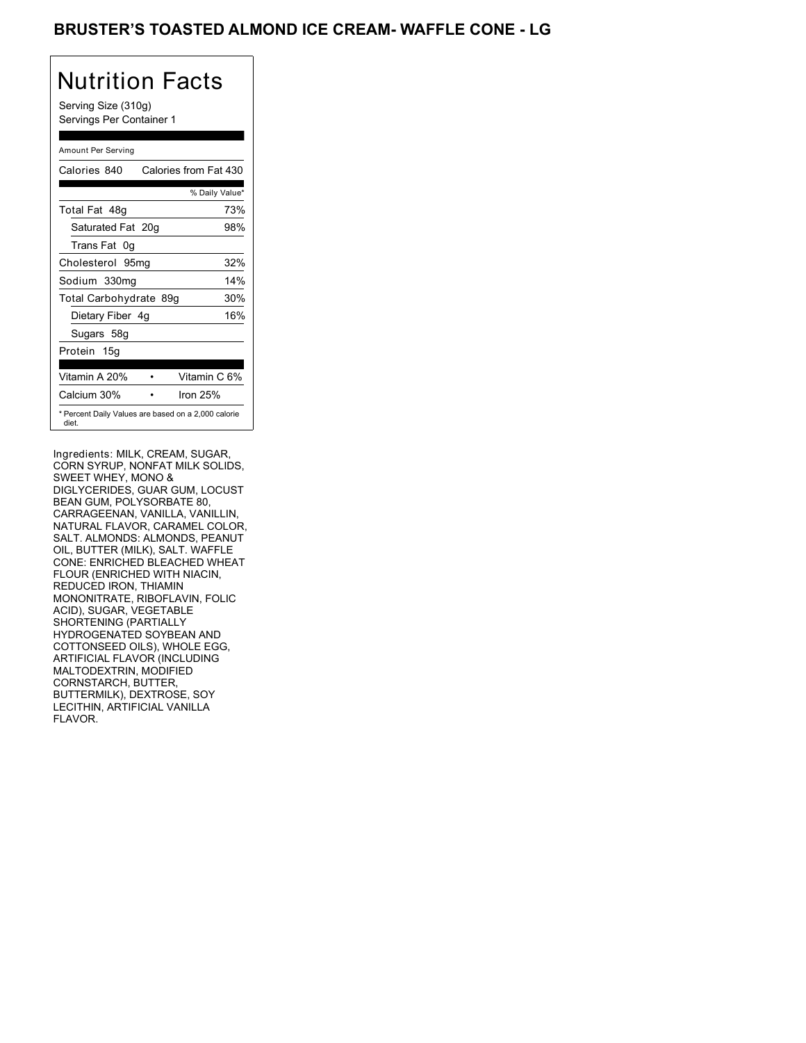# BRUSTER'S TOASTED ALMOND ICE CREAM- WAFFLE CONE - LG

## Nutrition Facts

Serving Size (310g)
Servings Per Container 1

Amount Per Serving

| | |
|---|---|
| Calories 840 | Calories from Fat 430 |
| | % Daily Value* |
| Total Fat 48g | 73% |
| Saturated Fat 20g | 98% |
| Trans Fat 0g | |
| Cholesterol 95mg | 32% |
| Sodium 330mg | 14% |
| Total Carbohydrate 89g | 30% |
| Dietary Fiber 4g | 16% |
| Sugars 58g | |
| Protein 15g | |
| Vitamin A 20% | Vitamin C 6% |
| Calcium 30% | Iron 25% |

* Percent Daily Values are based on a 2,000 calorie diet.

Ingredients: MILK, CREAM, SUGAR, CORN SYRUP, NONFAT MILK SOLIDS, SWEET WHEY, MONO & DIGLYCERIDES, GUAR GUM, LOCUST BEAN GUM, POLYSORBATE 80, CARRAGEENAN, VANILLA, VANILLIN, NATURAL FLAVOR, CARAMEL COLOR, SALT. ALMONDS: ALMONDS, PEANUT OIL, BUTTER (MILK), SALT. WAFFLE CONE: ENRICHED BLEACHED WHEAT FLOUR (ENRICHED WITH NIACIN, REDUCED IRON, THIAMIN MONONITRATE, RIBOFLAVIN, FOLIC ACID), SUGAR, VEGETABLE SHORTENING (PARTIALLY HYDROGENATED SOYBEAN AND COTTONSEED OILS), WHOLE EGG, ARTIFICIAL FLAVOR (INCLUDING MALTODEXTRIN, MODIFIED CORNSTARCH, BUTTER, BUTTERMILK), DEXTROSE, SOY LECITHIN, ARTIFICIAL VANILLA FLAVOR.